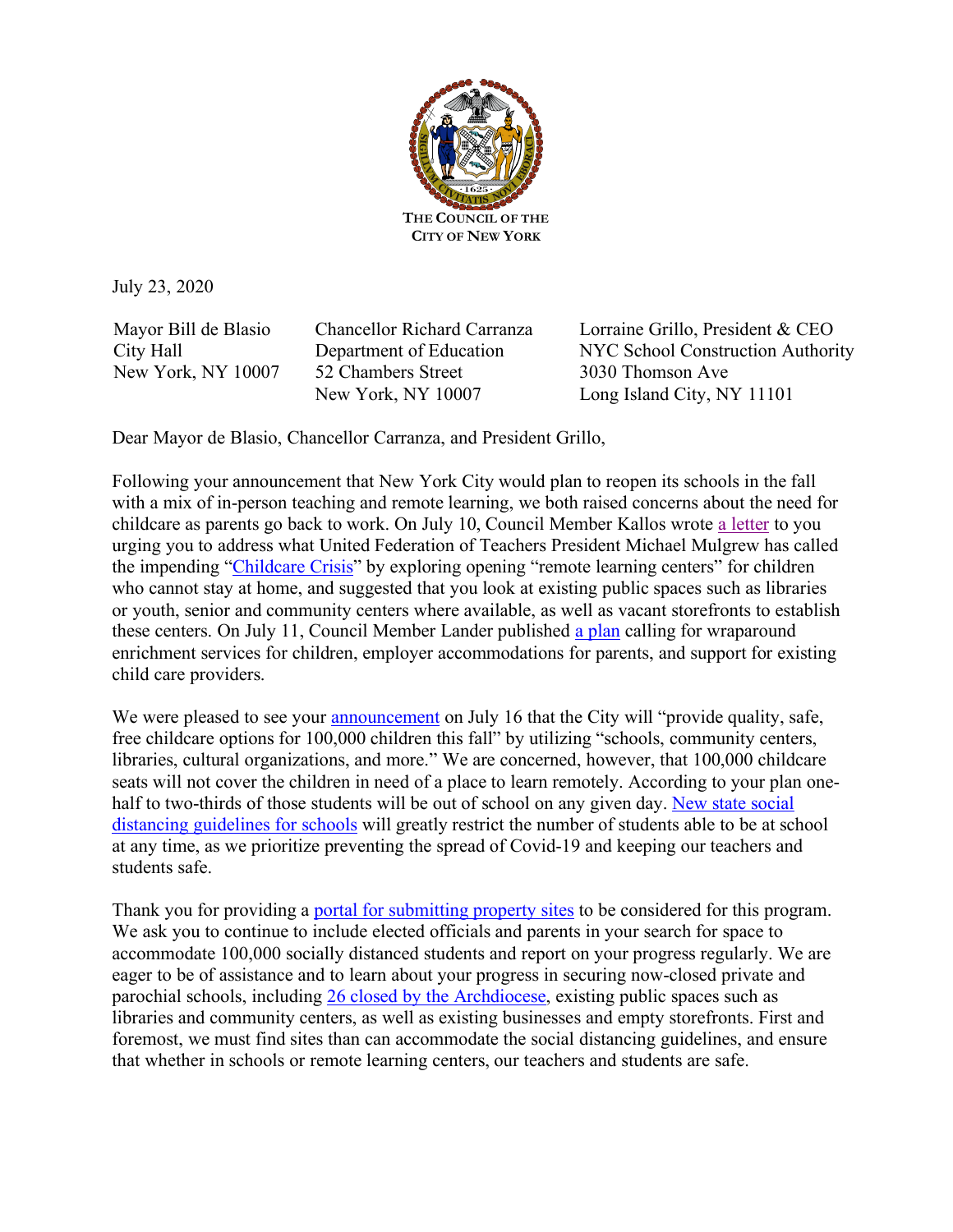THE COUNCIL OF THE
CITY OF NEW YORK

July 23, 2020

Mayor Bill de Blasio
City Hall
New York, NY 10007

Chancellor Richard Carranza
Department of Education
52 Chambers Street
New York, NY 10007

Lorraine Grillo, President & CEO
NYC School Construction Authority
3030 Thomson Ave
Long Island City, NY 11101

Dear Mayor de Blasio, Chancellor Carranza, and President Grillo,

Following your announcement that New York City would plan to reopen its schools in the fall with a mix of in-person teaching and remote learning, we both raised concerns about the need for childcare as parents go back to work. On July 10, Council Member Kallos wrote a letter to you urging you to address what United Federation of Teachers President Michael Mulgrew has called the impending "Childcare Crisis" by exploring opening "remote learning centers" for children who cannot stay at home, and suggested that you look at existing public spaces such as libraries or youth, senior and community centers where available, as well as vacant storefronts to establish these centers. On July 11, Council Member Lander published a plan calling for wraparound enrichment services for children, employer accommodations for parents, and support for existing child care providers.

We were pleased to see your announcement on July 16 that the City will "provide quality, safe, free childcare options for 100,000 children this fall" by utilizing "schools, community centers, libraries, cultural organizations, and more." We are concerned, however, that 100,000 childcare seats will not cover the children in need of a place to learn remotely. According to your plan one-half to two-thirds of those students will be out of school on any given day. New state social distancing guidelines for schools will greatly restrict the number of students able to be at school at any time, as we prioritize preventing the spread of Covid-19 and keeping our teachers and students safe.

Thank you for providing a portal for submitting property sites to be considered for this program. We ask you to continue to include elected officials and parents in your search for space to accommodate 100,000 socially distanced students and report on your progress regularly. We are eager to be of assistance and to learn about your progress in securing now-closed private and parochial schools, including 26 closed by the Archdiocese, existing public spaces such as libraries and community centers, as well as existing businesses and empty storefronts. First and foremost, we must find sites than can accommodate the social distancing guidelines, and ensure that whether in schools or remote learning centers, our teachers and students are safe.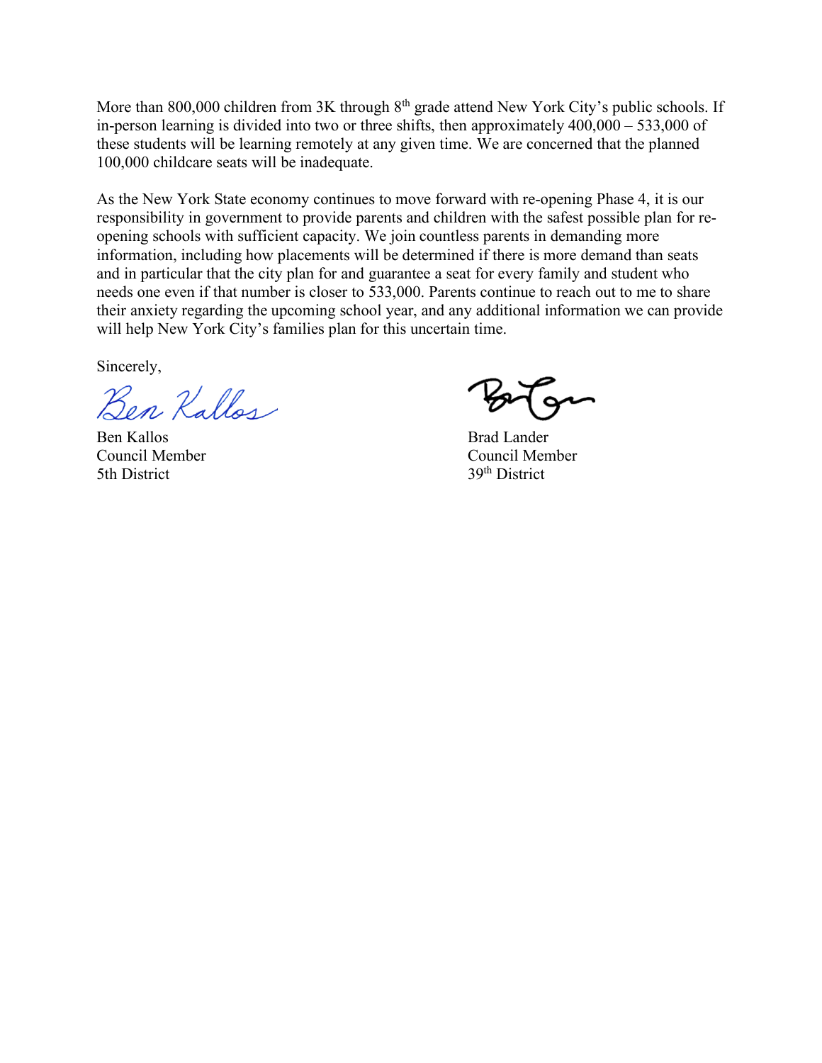More than 800,000 children from 3K through 8th grade attend New York City's public schools. If in-person learning is divided into two or three shifts, then approximately 400,000 – 533,000 of these students will be learning remotely at any given time. We are concerned that the planned 100,000 childcare seats will be inadequate.

As the New York State economy continues to move forward with re-opening Phase 4, it is our responsibility in government to provide parents and children with the safest possible plan for re-opening schools with sufficient capacity. We join countless parents in demanding more information, including how placements will be determined if there is more demand than seats and in particular that the city plan for and guarantee a seat for every family and student who needs one even if that number is closer to 533,000. Parents continue to reach out to me to share their anxiety regarding the upcoming school year, and any additional information we can provide will help New York City's families plan for this uncertain time.

Sincerely,

Ben Kallos
Council Member
5th District

Brad Lander
Council Member
39th District